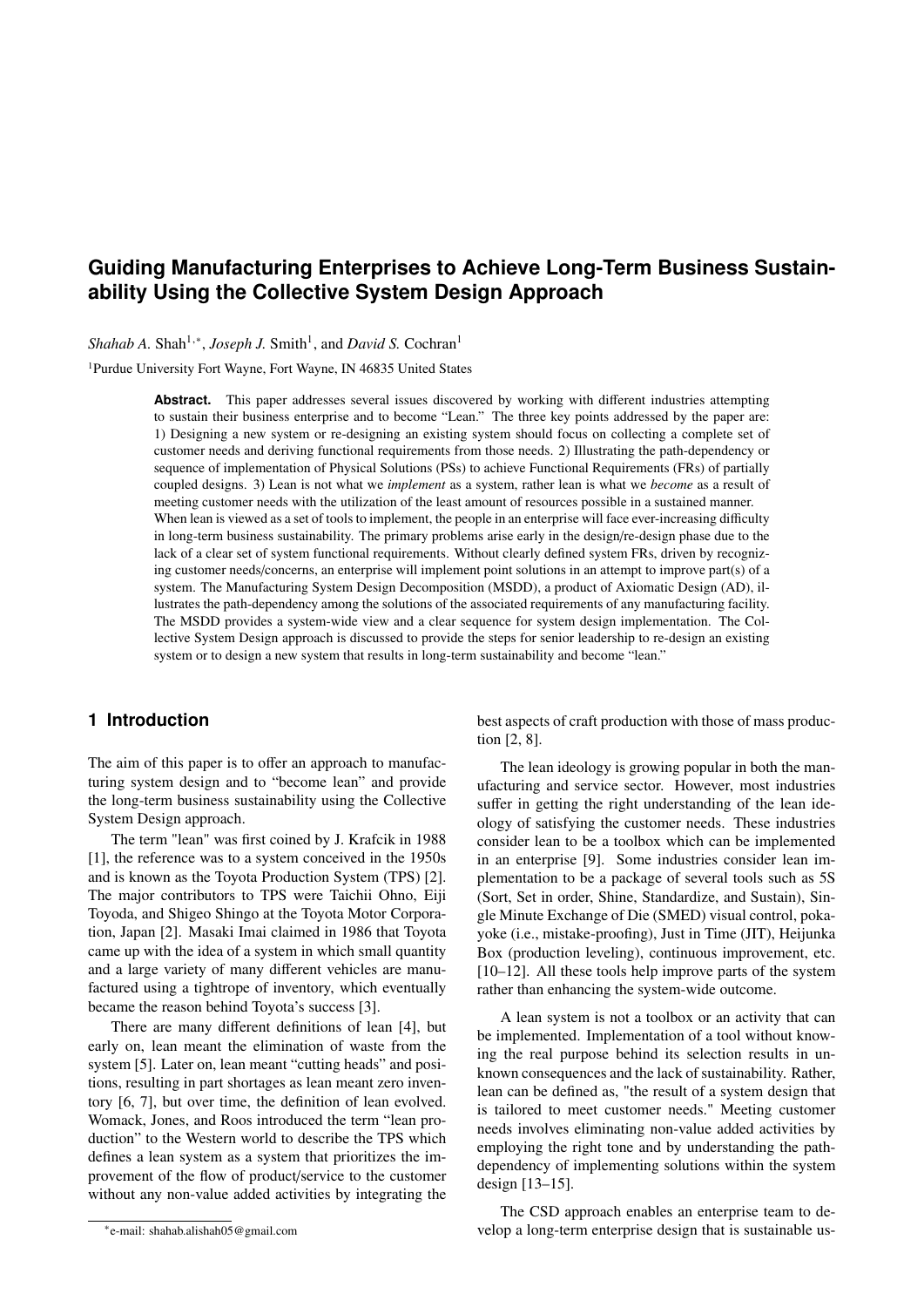# Guiding Manufacturing Enterprises to Achieve Long-Term Business Sustainability Using the Collective System Design Approach

*Shahab A.* Shah[1,*], *Joseph J.* Smith[1], and *David S.* Cochran[1]

[1]Purdue University Fort Wayne, Fort Wayne, IN 46835 United States

**Abstract.** This paper addresses several issues discovered by working with different industries attempting to sustain their business enterprise and to become "Lean." The three key points addressed by the paper are: 1) Designing a new system or re-designing an existing system should focus on collecting a complete set of customer needs and deriving functional requirements from those needs. 2) Illustrating the path-dependency or sequence of implementation of Physical Solutions (PSs) to achieve Functional Requirements (FRs) of partially coupled designs. 3) Lean is not what we *implement* as a system, rather lean is what we *become* as a result of meeting customer needs with the utilization of the least amount of resources possible in a sustained manner. When lean is viewed as a set of tools to implement, the people in an enterprise will face ever-increasing difficulty in long-term business sustainability. The primary problems arise early in the design/re-design phase due to the lack of a clear set of system functional requirements. Without clearly defined system FRs, driven by recognizing customer needs/concerns, an enterprise will implement point solutions in an attempt to improve part(s) of a system. The Manufacturing System Design Decomposition (MSDD), a product of Axiomatic Design (AD), illustrates the path-dependency among the solutions of the associated requirements of any manufacturing facility. The MSDD provides a system-wide view and a clear sequence for system design implementation. The Collective System Design approach is discussed to provide the steps for senior leadership to re-design an existing system or to design a new system that results in long-term sustainability and become "lean."

## 1 Introduction

The aim of this paper is to offer an approach to manufacturing system design and to "become lean" and provide the long-term business sustainability using the Collective System Design approach.

The term "lean" was first coined by J. Krafcik in 1988 [1], the reference was to a system conceived in the 1950s and is known as the Toyota Production System (TPS) [2]. The major contributors to TPS were Taichii Ohno, Eiji Toyoda, and Shigeo Shingo at the Toyota Motor Corporation, Japan [2]. Masaki Imai claimed in 1986 that Toyota came up with the idea of a system in which small quantity and a large variety of many different vehicles are manufactured using a tightrope of inventory, which eventually became the reason behind Toyota's success [3].

There are many different definitions of lean [4], but early on, lean meant the elimination of waste from the system [5]. Later on, lean meant "cutting heads" and positions, resulting in part shortages as lean meant zero inventory [6, 7], but over time, the definition of lean evolved. Womack, Jones, and Roos introduced the term "lean production" to the Western world to describe the TPS which defines a lean system as a system that prioritizes the improvement of the flow of product/service to the customer without any non-value added activities by integrating the best aspects of craft production with those of mass production [2, 8].

The lean ideology is growing popular in both the manufacturing and service sector. However, most industries suffer in getting the right understanding of the lean ideology of satisfying the customer needs. These industries consider lean to be a toolbox which can be implemented in an enterprise [9]. Some industries consider lean implementation to be a package of several tools such as 5S (Sort, Set in order, Shine, Standardize, and Sustain), Single Minute Exchange of Die (SMED) visual control, pokayoke (i.e., mistake-proofing), Just in Time (JIT), Heijunka Box (production leveling), continuous improvement, etc. [10–12]. All these tools help improve parts of the system rather than enhancing the system-wide outcome.

A lean system is not a toolbox or an activity that can be implemented. Implementation of a tool without knowing the real purpose behind its selection results in unknown consequences and the lack of sustainability. Rather, lean can be defined as, "the result of a system design that is tailored to meet customer needs." Meeting customer needs involves eliminating non-value added activities by employing the right tone and by understanding the path-dependency of implementing solutions within the system design [13–15].

The CSD approach enables an enterprise team to develop a long-term enterprise design that is sustainable us-

*e-mail: shahab.alishah05@gmail.com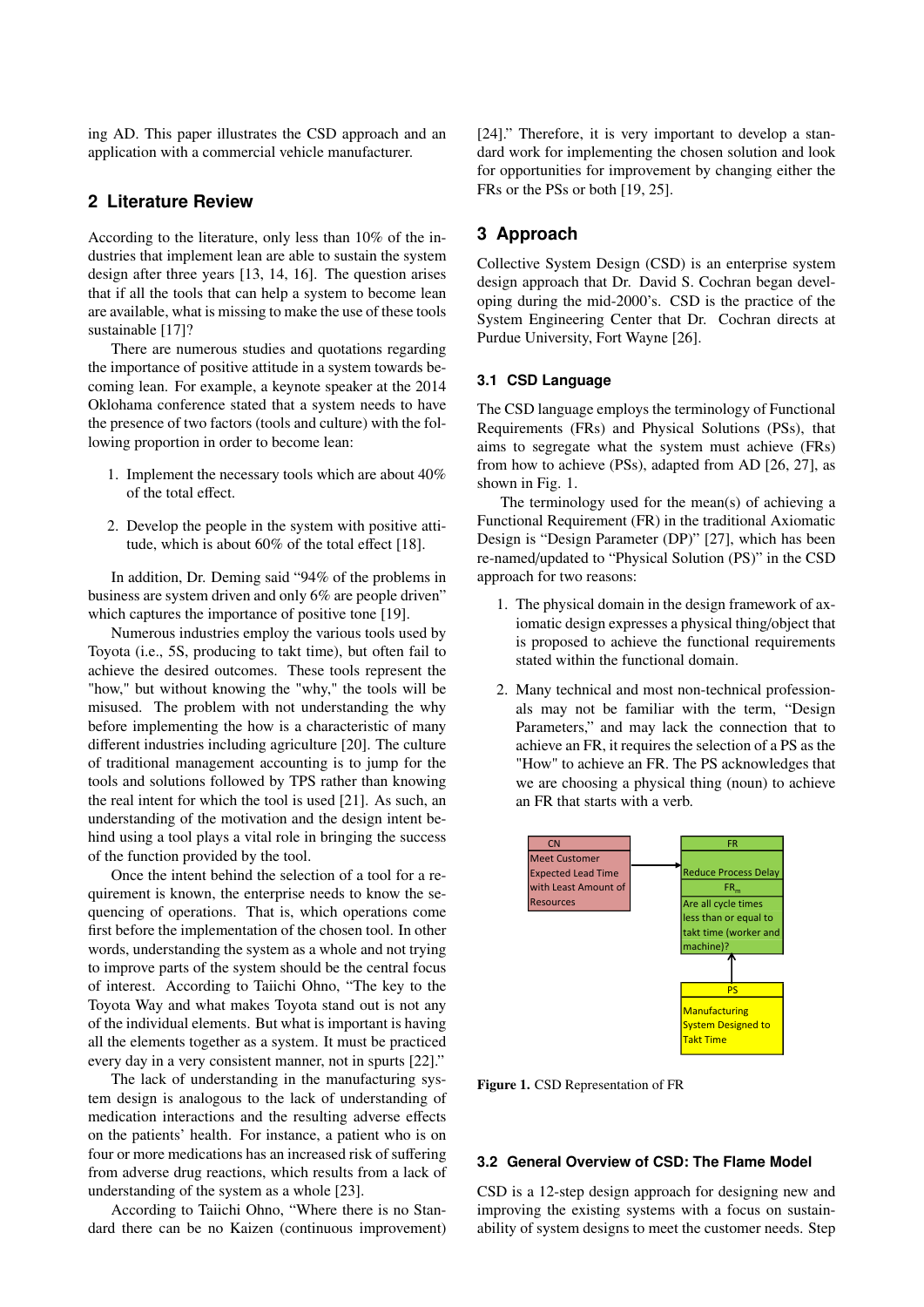ing AD. This paper illustrates the CSD approach and an application with a commercial vehicle manufacturer.

## 2 Literature Review

According to the literature, only less than 10% of the industries that implement lean are able to sustain the system design after three years [13, 14, 16]. The question arises that if all the tools that can help a system to become lean are available, what is missing to make the use of these tools sustainable [17]?

There are numerous studies and quotations regarding the importance of positive attitude in a system towards becoming lean. For example, a keynote speaker at the 2014 Oklohama conference stated that a system needs to have the presence of two factors (tools and culture) with the following proportion in order to become lean:

1. Implement the necessary tools which are about 40% of the total effect.

2. Develop the people in the system with positive attitude, which is about 60% of the total effect [18].

In addition, Dr. Deming said "94% of the problems in business are system driven and only 6% are people driven" which captures the importance of positive tone [19].

Numerous industries employ the various tools used by Toyota (i.e., 5S, producing to takt time), but often fail to achieve the desired outcomes. These tools represent the "how," but without knowing the "why," the tools will be misused. The problem with not understanding the why before implementing the how is a characteristic of many different industries including agriculture [20]. The culture of traditional management accounting is to jump for the tools and solutions followed by TPS rather than knowing the real intent for which the tool is used [21]. As such, an understanding of the motivation and the design intent behind using a tool plays a vital role in bringing the success of the function provided by the tool.

Once the intent behind the selection of a tool for a requirement is known, the enterprise needs to know the sequencing of operations. That is, which operations come first before the implementation of the chosen tool. In other words, understanding the system as a whole and not trying to improve parts of the system should be the central focus of interest. According to Taiichi Ohno, "The key to the Toyota Way and what makes Toyota stand out is not any of the individual elements. But what is important is having all the elements together as a system. It must be practiced every day in a very consistent manner, not in spurts [22]."

The lack of understanding in the manufacturing system design is analogous to the lack of understanding of medication interactions and the resulting adverse effects on the patients' health. For instance, a patient who is on four or more medications has an increased risk of suffering from adverse drug reactions, which results from a lack of understanding of the system as a whole [23].

According to Taiichi Ohno, "Where there is no Standard there can be no Kaizen (continuous improvement) [24]." Therefore, it is very important to develop a standard work for implementing the chosen solution and look for opportunities for improvement by changing either the FRs or the PSs or both [19, 25].

## 3 Approach

Collective System Design (CSD) is an enterprise system design approach that Dr. David S. Cochran began developing during the mid-2000's. CSD is the practice of the System Engineering Center that Dr. Cochran directs at Purdue University, Fort Wayne [26].

### 3.1 CSD Language

The CSD language employs the terminology of Functional Requirements (FRs) and Physical Solutions (PSs), that aims to segregate what the system must achieve (FRs) from how to achieve (PSs), adapted from AD [26, 27], as shown in Fig. 1.

The terminology used for the mean(s) of achieving a Functional Requirement (FR) in the traditional Axiomatic Design is "Design Parameter (DP)" [27], which has been re-named/updated to "Physical Solution (PS)" in the CSD approach for two reasons:

1. The physical domain in the design framework of axiomatic design expresses a physical thing/object that is proposed to achieve the functional requirements stated within the functional domain.

2. Many technical and most non-technical professionals may not be familiar with the term, "Design Parameters," and may lack the connection that to achieve an FR, it requires the selection of a PS as the "How" to achieve an FR. The PS acknowledges that we are choosing a physical thing (noun) to achieve an FR that starts with a verb.

| CN |
| --- |
| Meet Customer Expected Lead Time with Least Amount of Resources |

→

| FR |
| --- |
| Reduce Process Delay |
| $FR_m$ |
| Are all cycle times less than or equal to takt time (worker and machine)? |

↑

| PS |
| --- |
| Manufacturing System Designed to Takt Time |

**Figure 1.** CSD Representation of FR

### 3.2 General Overview of CSD: The Flame Model

CSD is a 12-step design approach for designing new and improving the existing systems with a focus on sustainability of system designs to meet the customer needs. Step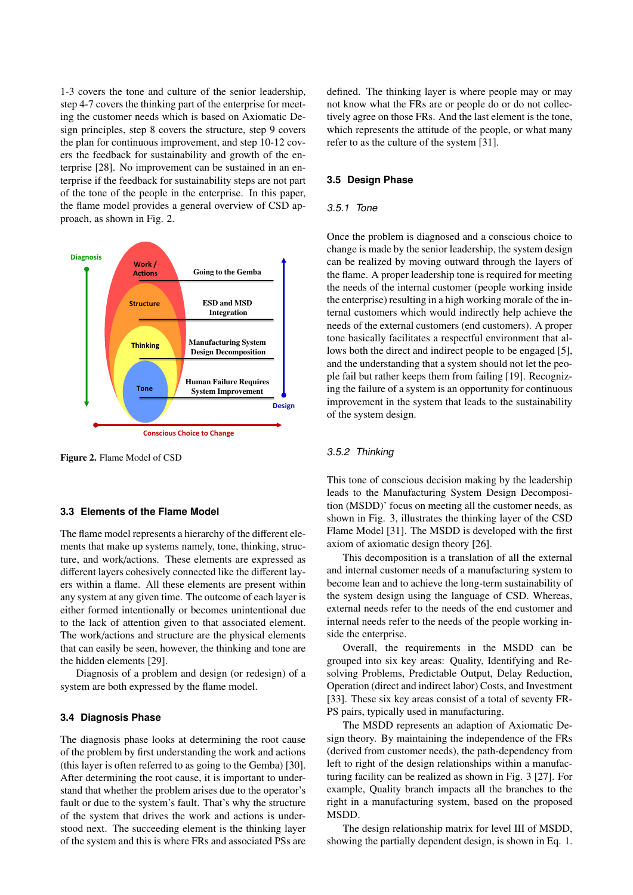1-3 covers the tone and culture of the senior leadership, step 4-7 covers the thinking part of the enterprise for meeting the customer needs which is based on Axiomatic Design principles, step 8 covers the structure, step 9 covers the plan for continuous improvement, and step 10-12 covers the feedback for sustainability and growth of the enterprise [28]. No improvement can be sustained in an enterprise if the feedback for sustainability steps are not part of the tone of the people in the enterprise. In this paper, the flame model provides a general overview of CSD approach, as shown in Fig. 2.

Diagnosis

Work / Actions

Going to the Gemba

Structure

ESD and MSD Integration

Thinking

Manufacturing System Design Decomposition

Tone

Human Failure Requires System Improvement

Design

Conscious Choice to Change

**Figure 2.** Flame Model of CSD

### 3.3 Elements of the Flame Model

The flame model represents a hierarchy of the different elements that make up systems namely, tone, thinking, structure, and work/actions. These elements are expressed as different layers cohesively connected like the different layers within a flame. All these elements are present within any system at any given time. The outcome of each layer is either formed intentionally or becomes unintentional due to the lack of attention given to that associated element. The work/actions and structure are the physical elements that can easily be seen, however, the thinking and tone are the hidden elements [29].

Diagnosis of a problem and design (or redesign) of a system are both expressed by the flame model.

### 3.4 Diagnosis Phase

The diagnosis phase looks at determining the root cause of the problem by first understanding the work and actions (this layer is often referred to as going to the Gemba) [30]. After determining the root cause, it is important to understand that whether the problem arises due to the operator's fault or due to the system's fault. That's why the structure of the system that drives the work and actions is understood next. The succeeding element is the thinking layer of the system and this is where FRs and associated PSs are defined. The thinking layer is where people may or may not know what the FRs are or people do or do not collectively agree on those FRs. And the last element is the tone, which represents the attitude of the people, or what many refer to as the culture of the system [31].

### 3.5 Design Phase

#### 3.5.1 Tone

Once the problem is diagnosed and a conscious choice to change is made by the senior leadership, the system design can be realized by moving outward through the layers of the flame. A proper leadership tone is required for meeting the needs of the internal customer (people working inside the enterprise) resulting in a high working morale of the internal customers which would indirectly help achieve the needs of the external customers (end customers). A proper tone basically facilitates a respectful environment that allows both the direct and indirect people to be engaged [5], and the understanding that a system should not let the people fail but rather keeps them from failing [19]. Recognizing the failure of a system is an opportunity for continuous improvement in the system that leads to the sustainability of the system design.

#### 3.5.2 Thinking

This tone of conscious decision making by the leadership leads to the Manufacturing System Design Decomposition (MSDD)' focus on meeting all the customer needs, as shown in Fig. 3, illustrates the thinking layer of the CSD Flame Model [31]. The MSDD is developed with the first axiom of axiomatic design theory [26].

This decomposition is a translation of all the external and internal customer needs of a manufacturing system to become lean and to achieve the long-term sustainability of the system design using the language of CSD. Whereas, external needs refer to the needs of the end customer and internal needs refer to the needs of the people working inside the enterprise.

Overall, the requirements in the MSDD can be grouped into six key areas: Quality, Identifying and Resolving Problems, Predictable Output, Delay Reduction, Operation (direct and indirect labor) Costs, and Investment [33]. These six key areas consist of a total of seventy FR-PS pairs, typically used in manufacturing.

The MSDD represents an adaption of Axiomatic Design theory. By maintaining the independence of the FRs (derived from customer needs), the path-dependency from left to right of the design relationships within a manufacturing facility can be realized as shown in Fig. 3 [27]. For example, Quality branch impacts all the branches to the right in a manufacturing system, based on the proposed MSDD.

The design relationship matrix for level III of MSDD, showing the partially dependent design, is shown in Eq. 1.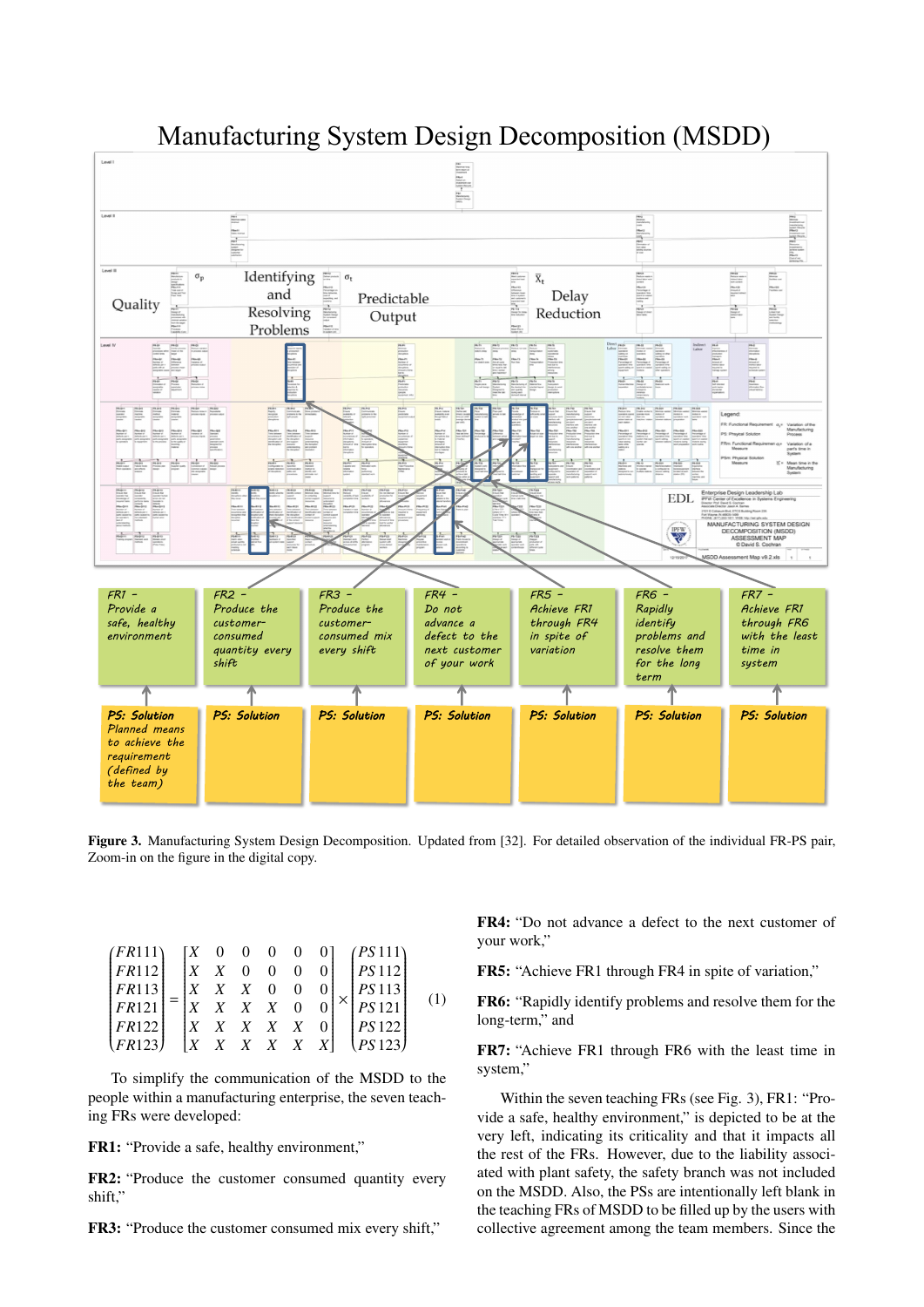# Manufacturing System Design Decomposition (MSDD)

**Figure 3.** Manufacturing System Design Decomposition. Updated from [32]. For detailed observation of the individual FR-PS pair, Zoom-in on the figure in the digital copy.

$$
\begin{Bmatrix} FR111 \\ FR112 \\ FR113 \\ FR121 \\ FR122 \\ FR123 \end{Bmatrix} = \begin{bmatrix} X & 0 & 0 & 0 & 0 & 0 \\ X & X & 0 & 0 & 0 & 0 \\ X & X & X & 0 & 0 & 0 \\ X & X & X & X & 0 & 0 \\ X & X & X & X & X & 0 \\ X & X & X & X & X & X \end{bmatrix} \times \begin{Bmatrix} PS111 \\ PS112 \\ PS113 \\ PS121 \\ PS122 \\ PS123 \end{Bmatrix} \tag{1}
$$

To simplify the communication of the MSDD to the people within a manufacturing enterprise, the seven teaching FRs were developed:

**FR1:** "Provide a safe, healthy environment,"

**FR2:** "Produce the customer consumed quantity every shift,"

**FR3:** "Produce the customer consumed mix every shift,"

**FR4:** "Do not advance a defect to the next customer of your work,"

**FR5:** "Achieve FR1 through FR4 in spite of variation,"

**FR6:** "Rapidly identify problems and resolve them for the long-term," and

**FR7:** "Achieve FR1 through FR6 with the least time in system,"

Within the seven teaching FRs (see Fig. 3), FR1: "Provide a safe, healthy environment," is depicted to be at the very left, indicating its criticality and that it impacts all the rest of the FRs. However, due to the liability associated with plant safety, the safety branch was not included on the MSDD. Also, the PSs are intentionally left blank in the teaching FRs of MSDD to be filled up by the users with collective agreement among the team members. Since the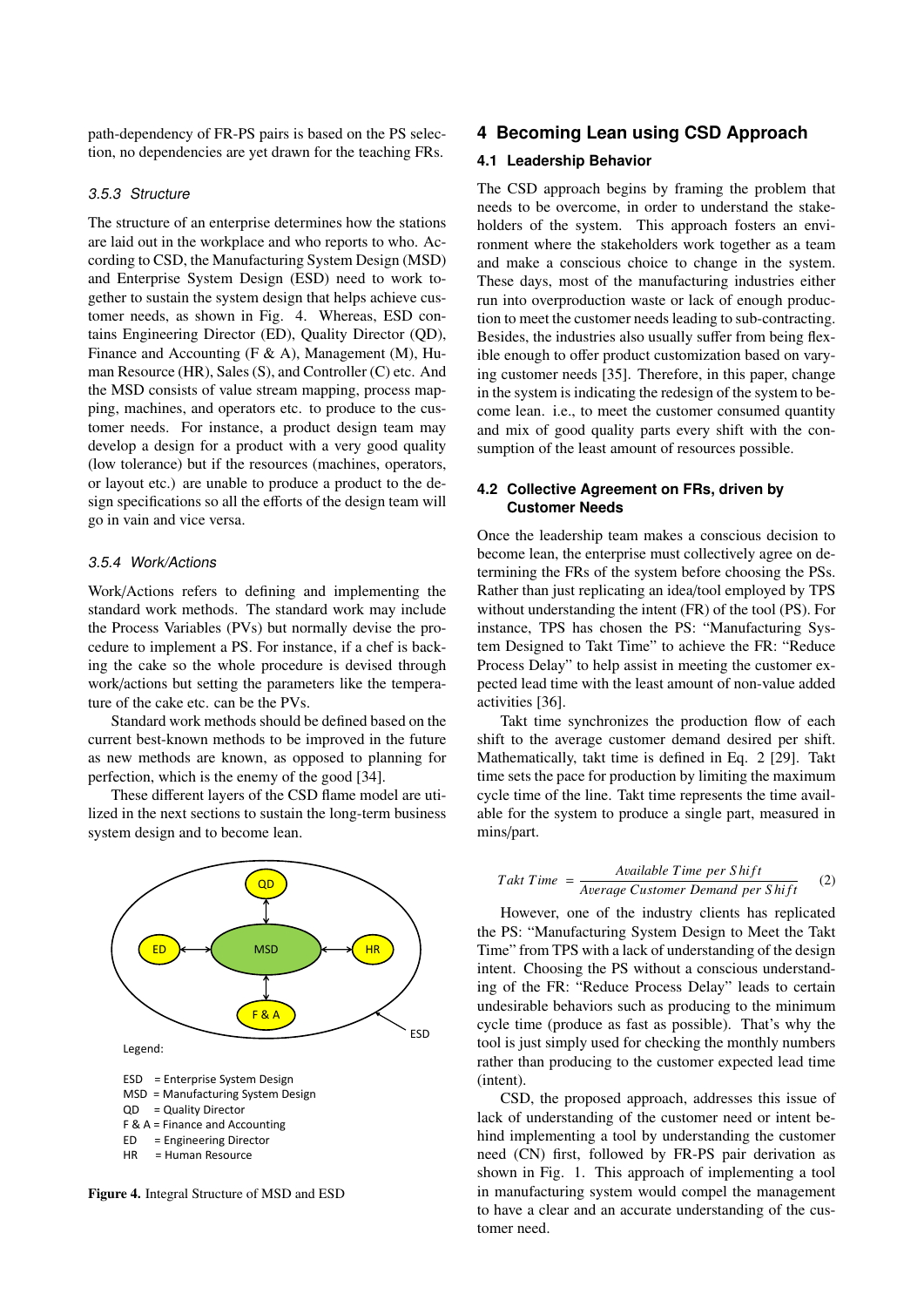path-dependency of FR-PS pairs is based on the PS selection, no dependencies are yet drawn for the teaching FRs.

#### 3.5.3 Structure

The structure of an enterprise determines how the stations are laid out in the workplace and who reports to who. According to CSD, the Manufacturing System Design (MSD) and Enterprise System Design (ESD) need to work together to sustain the system design that helps achieve customer needs, as shown in Fig. 4. Whereas, ESD contains Engineering Director (ED), Quality Director (QD), Finance and Accounting (F & A), Management (M), Human Resource (HR), Sales (S), and Controller (C) etc. And the MSD consists of value stream mapping, process mapping, machines, and operators etc. to produce to the customer needs. For instance, a product design team may develop a design for a product with a very good quality (low tolerance) but if the resources (machines, operators, or layout etc.) are unable to produce a product to the design specifications so all the efforts of the design team will go in vain and vice versa.

#### 3.5.4 Work/Actions

Work/Actions refers to defining and implementing the standard work methods. The standard work may include the Process Variables (PVs) but normally devise the procedure to implement a PS. For instance, if a chef is backing the cake so the whole procedure is devised through work/actions but setting the parameters like the temperature of the cake etc. can be the PVs.

Standard work methods should be defined based on the current best-known methods to be improved in the future as new methods are known, as opposed to planning for perfection, which is the enemy of the good [34].

These different layers of the CSD flame model are utilized in the next sections to sustain the long-term business system design and to become lean.

Legend:

ESD = Enterprise System Design
MSD = Manufacturing System Design
QD = Quality Director
F & A = Finance and Accounting
ED = Engineering Director
HR = Human Resource

**Figure 4.** Integral Structure of MSD and ESD

## 4 Becoming Lean using CSD Approach

### 4.1 Leadership Behavior

The CSD approach begins by framing the problem that needs to be overcome, in order to understand the stakeholders of the system. This approach fosters an environment where the stakeholders work together as a team and make a conscious choice to change in the system. These days, most of the manufacturing industries either run into overproduction waste or lack of enough production to meet the customer needs leading to sub-contracting. Besides, the industries also usually suffer from being flexible enough to offer product customization based on varying customer needs [35]. Therefore, in this paper, change in the system is indicating the redesign of the system to become lean. i.e., to meet the customer consumed quantity and mix of good quality parts every shift with the consumption of the least amount of resources possible.

### 4.2 Collective Agreement on FRs, driven by Customer Needs

Once the leadership team makes a conscious decision to become lean, the enterprise must collectively agree on determining the FRs of the system before choosing the PSs. Rather than just replicating an idea/tool employed by TPS without understanding the intent (FR) of the tool (PS). For instance, TPS has chosen the PS: "Manufacturing System Designed to Takt Time" to achieve the FR: "Reduce Process Delay" to help assist in meeting the customer expected lead time with the least amount of non-value added activities [36].

Takt time synchronizes the production flow of each shift to the average customer demand desired per shift. Mathematically, takt time is defined in Eq. 2 [29]. Takt time sets the pace for production by limiting the maximum cycle time of the line. Takt time represents the time available for the system to produce a single part, measured in mins/part.

$$Takt\ Time = \frac{Available\ Time\ per\ Shift}{Average\ Customer\ Demand\ per\ Shift} \quad (2)$$

However, one of the industry clients has replicated the PS: "Manufacturing System Design to Meet the Takt Time" from TPS with a lack of understanding of the design intent. Choosing the PS without a conscious understanding of the FR: "Reduce Process Delay" leads to certain undesirable behaviors such as producing to the minimum cycle time (produce as fast as possible). That's why the tool is just simply used for checking the monthly numbers rather than producing to the customer expected lead time (intent).

CSD, the proposed approach, addresses this issue of lack of understanding of the customer need or intent behind implementing a tool by understanding the customer need (CN) first, followed by FR-PS pair derivation as shown in Fig. 1. This approach of implementing a tool in manufacturing system would compel the management to have a clear and an accurate understanding of the customer need.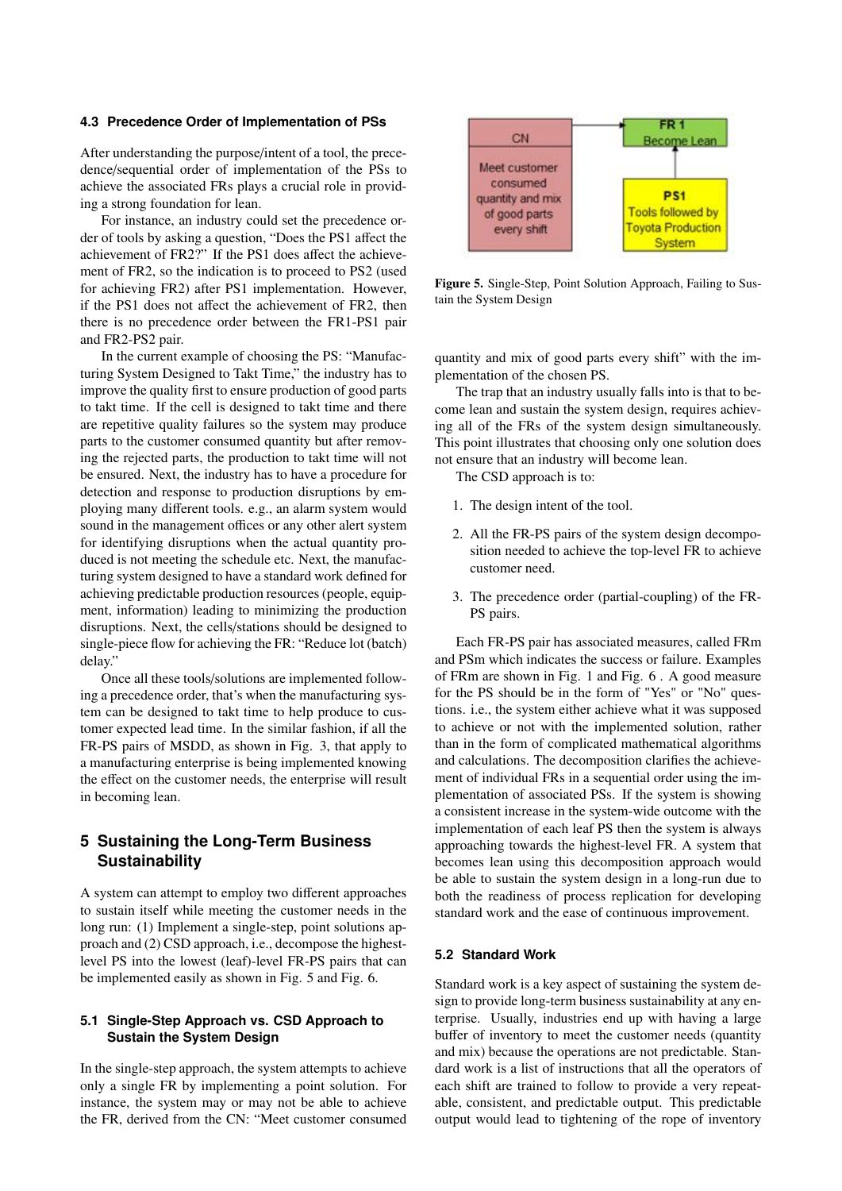### 4.3 Precedence Order of Implementation of PSs

After understanding the purpose/intent of a tool, the precedence/sequential order of implementation of the PSs to achieve the associated FRs plays a crucial role in providing a strong foundation for lean.

For instance, an industry could set the precedence order of tools by asking a question, "Does the PS1 affect the achievement of FR2?" If the PS1 does affect the achievement of FR2, so the indication is to proceed to PS2 (used for achieving FR2) after PS1 implementation. However, if the PS1 does not affect the achievement of FR2, then there is no precedence order between the FR1-PS1 pair and FR2-PS2 pair.

In the current example of choosing the PS: "Manufacturing System Designed to Takt Time," the industry has to improve the quality first to ensure production of good parts to takt time. If the cell is designed to takt time and there are repetitive quality failures so the system may produce parts to the customer consumed quantity but after removing the rejected parts, the production to takt time will not be ensured. Next, the industry has to have a procedure for detection and response to production disruptions by employing many different tools. e.g., an alarm system would sound in the management offices or any other alert system for identifying disruptions when the actual quantity produced is not meeting the schedule etc. Next, the manufacturing system designed to have a standard work defined for achieving predictable production resources (people, equipment, information) leading to minimizing the production disruptions. Next, the cells/stations should be designed to single-piece flow for achieving the FR: "Reduce lot (batch) delay."

Once all these tools/solutions are implemented following a precedence order, that's when the manufacturing system can be designed to takt time to help produce to customer expected lead time. In the similar fashion, if all the FR-PS pairs of MSDD, as shown in Fig. 3, that apply to a manufacturing enterprise is being implemented knowing the effect on the customer needs, the enterprise will result in becoming lean.

## 5 Sustaining the Long-Term Business Sustainability

A system can attempt to employ two different approaches to sustain itself while meeting the customer needs in the long run: (1) Implement a single-step, point solutions approach and (2) CSD approach, i.e., decompose the highest-level PS into the lowest (leaf)-level FR-PS pairs that can be implemented easily as shown in Fig. 5 and Fig. 6.

### 5.1 Single-Step Approach vs. CSD Approach to Sustain the System Design

In the single-step approach, the system attempts to achieve only a single FR by implementing a point solution. For instance, the system may or may not be able to achieve the FR, derived from the CN: "Meet customer consumed quantity and mix of good parts every shift" with the implementation of the chosen PS.

CN: Meet customer consumed quantity and mix of good parts every shift → FR 1: Become Lean ← PS1: Tools followed by Toyota Production System

**Figure 5.** Single-Step, Point Solution Approach, Failing to Sustain the System Design

The trap that an industry usually falls into is that to become lean and sustain the system design, requires achieving all of the FRs of the system design simultaneously. This point illustrates that choosing only one solution does not ensure that an industry will become lean.

The CSD approach is to:

1. The design intent of the tool.
2. All the FR-PS pairs of the system design decomposition needed to achieve the top-level FR to achieve customer need.
3. The precedence order (partial-coupling) of the FR-PS pairs.

Each FR-PS pair has associated measures, called FRm and PSm which indicates the success or failure. Examples of FRm are shown in Fig. 1 and Fig. 6 . A good measure for the PS should be in the form of "Yes" or "No" questions. i.e., the system either achieve what it was supposed to achieve or not with the implemented solution, rather than in the form of complicated mathematical algorithms and calculations. The decomposition clarifies the achievement of individual FRs in a sequential order using the implementation of associated PSs. If the system is showing a consistent increase in the system-wide outcome with the implementation of each leaf PS then the system is always approaching towards the highest-level FR. A system that becomes lean using this decomposition approach would be able to sustain the system design in a long-run due to both the readiness of process replication for developing standard work and the ease of continuous improvement.

### 5.2 Standard Work

Standard work is a key aspect of sustaining the system design to provide long-term business sustainability at any enterprise. Usually, industries end up with having a large buffer of inventory to meet the customer needs (quantity and mix) because the operations are not predictable. Standard work is a list of instructions that all the operators of each shift are trained to follow to provide a very repeatable, consistent, and predictable output. This predictable output would lead to tightening of the rope of inventory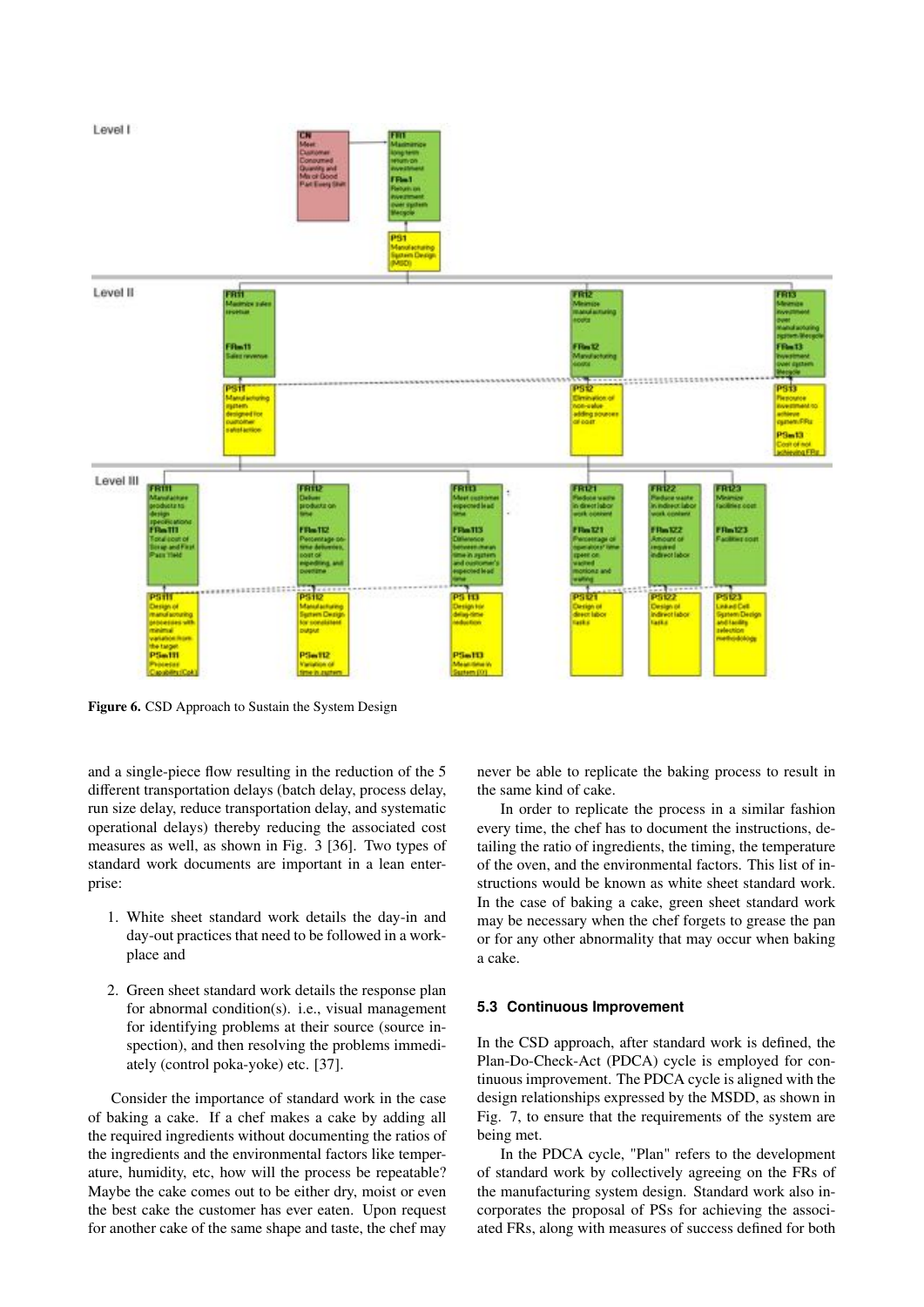Figure 6. CSD Approach to Sustain the System Design

and a single-piece flow resulting in the reduction of the 5 different transportation delays (batch delay, process delay, run size delay, reduce transportation delay, and systematic operational delays) thereby reducing the associated cost measures as well, as shown in Fig. 3 [36]. Two types of standard work documents are important in a lean enterprise:

1. White sheet standard work details the day-in and day-out practices that need to be followed in a workplace and
2. Green sheet standard work details the response plan for abnormal condition(s). i.e., visual management for identifying problems at their source (source inspection), and then resolving the problems immediately (control poka-yoke) etc. [37].

Consider the importance of standard work in the case of baking a cake. If a chef makes a cake by adding all the required ingredients without documenting the ratios of the ingredients and the environmental factors like temperature, humidity, etc, how will the process be repeatable? Maybe the cake comes out to be either dry, moist or even the best cake the customer has ever eaten. Upon request for another cake of the same shape and taste, the chef may never be able to replicate the baking process to result in the same kind of cake.

In order to replicate the process in a similar fashion every time, the chef has to document the instructions, detailing the ratio of ingredients, the timing, the temperature of the oven, and the environmental factors. This list of instructions would be known as white sheet standard work. In the case of baking a cake, green sheet standard work may be necessary when the chef forgets to grease the pan or for any other abnormality that may occur when baking a cake.

### 5.3 Continuous Improvement

In the CSD approach, after standard work is defined, the Plan-Do-Check-Act (PDCA) cycle is employed for continuous improvement. The PDCA cycle is aligned with the design relationships expressed by the MSDD, as shown in Fig. 7, to ensure that the requirements of the system are being met.

In the PDCA cycle, "Plan" refers to the development of standard work by collectively agreeing on the FRs of the manufacturing system design. Standard work also incorporates the proposal of PSs for achieving the associated FRs, along with measures of success defined for both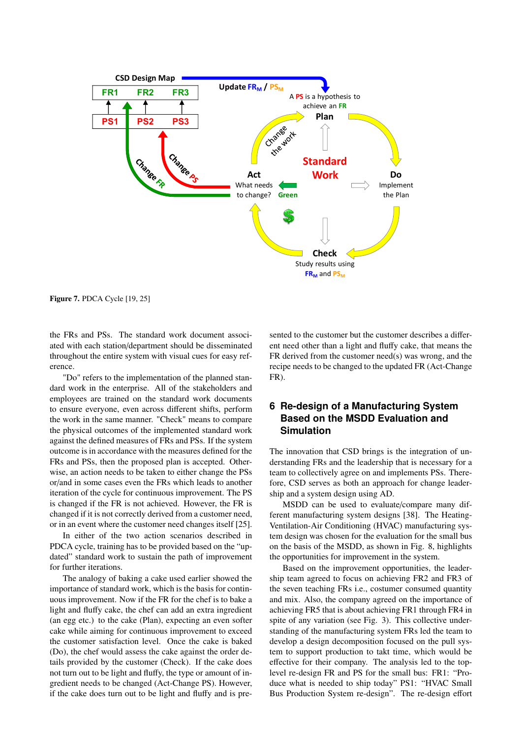**Figure 7.** PDCA Cycle [19, 25]

the FRs and PSs. The standard work document associated with each station/department should be disseminated throughout the entire system with visual cues for easy reference.

"Do" refers to the implementation of the planned standard work in the enterprise. All of the stakeholders and employees are trained on the standard work documents to ensure everyone, even across different shifts, perform the work in the same manner. "Check" means to compare the physical outcomes of the implemented standard work against the defined measures of FRs and PSs. If the system outcome is in accordance with the measures defined for the FRs and PSs, then the proposed plan is accepted. Otherwise, an action needs to be taken to either change the PSs or/and in some cases even the FRs which leads to another iteration of the cycle for continuous improvement. The PS is changed if the FR is not achieved. However, the FR is changed if it is not correctly derived from a customer need, or in an event where the customer need changes itself [25].

In either of the two action scenarios described in PDCA cycle, training has to be provided based on the "updated" standard work to sustain the path of improvement for further iterations.

The analogy of baking a cake used earlier showed the importance of standard work, which is the basis for continuous improvement. Now if the FR for the chef is to bake a light and fluffy cake, the chef can add an extra ingredient (an egg etc.) to the cake (Plan), expecting an even softer cake while aiming for continuous improvement to exceed the customer satisfaction level. Once the cake is baked (Do), the chef would assess the cake against the order details provided by the customer (Check). If the cake does not turn out to be light and fluffy, the type or amount of ingredient needs to be changed (Act-Change PS). However, if the cake does turn out to be light and fluffy and is presented to the customer but the customer describes a different need other than a light and fluffy cake, that means the FR derived from the customer need(s) was wrong, and the recipe needs to be changed to the updated FR (Act-Change FR).

## 6 Re-design of a Manufacturing System Based on the MSDD Evaluation and Simulation

The innovation that CSD brings is the integration of understanding FRs and the leadership that is necessary for a team to collectively agree on and implements PSs. Therefore, CSD serves as both an approach for change leadership and a system design using AD.

MSDD can be used to evaluate/compare many different manufacturing system designs [38]. The Heating-Ventilation-Air Conditioning (HVAC) manufacturing system design was chosen for the evaluation for the small bus on the basis of the MSDD, as shown in Fig. 8, highlights the opportunities for improvement in the system.

Based on the improvement opportunities, the leadership team agreed to focus on achieving FR2 and FR3 of the seven teaching FRs i.e., costumer consumed quantity and mix. Also, the company agreed on the importance of achieving FR5 that is about achieving FR1 through FR4 in spite of any variation (see Fig. 3). This collective understanding of the manufacturing system FRs led the team to develop a design decomposition focused on the pull system to support production to takt time, which would be effective for their company. The analysis led to the top-level re-design FR and PS for the small bus: FR1: "Produce what is needed to ship today" PS1: "HVAC Small Bus Production System re-design". The re-design effort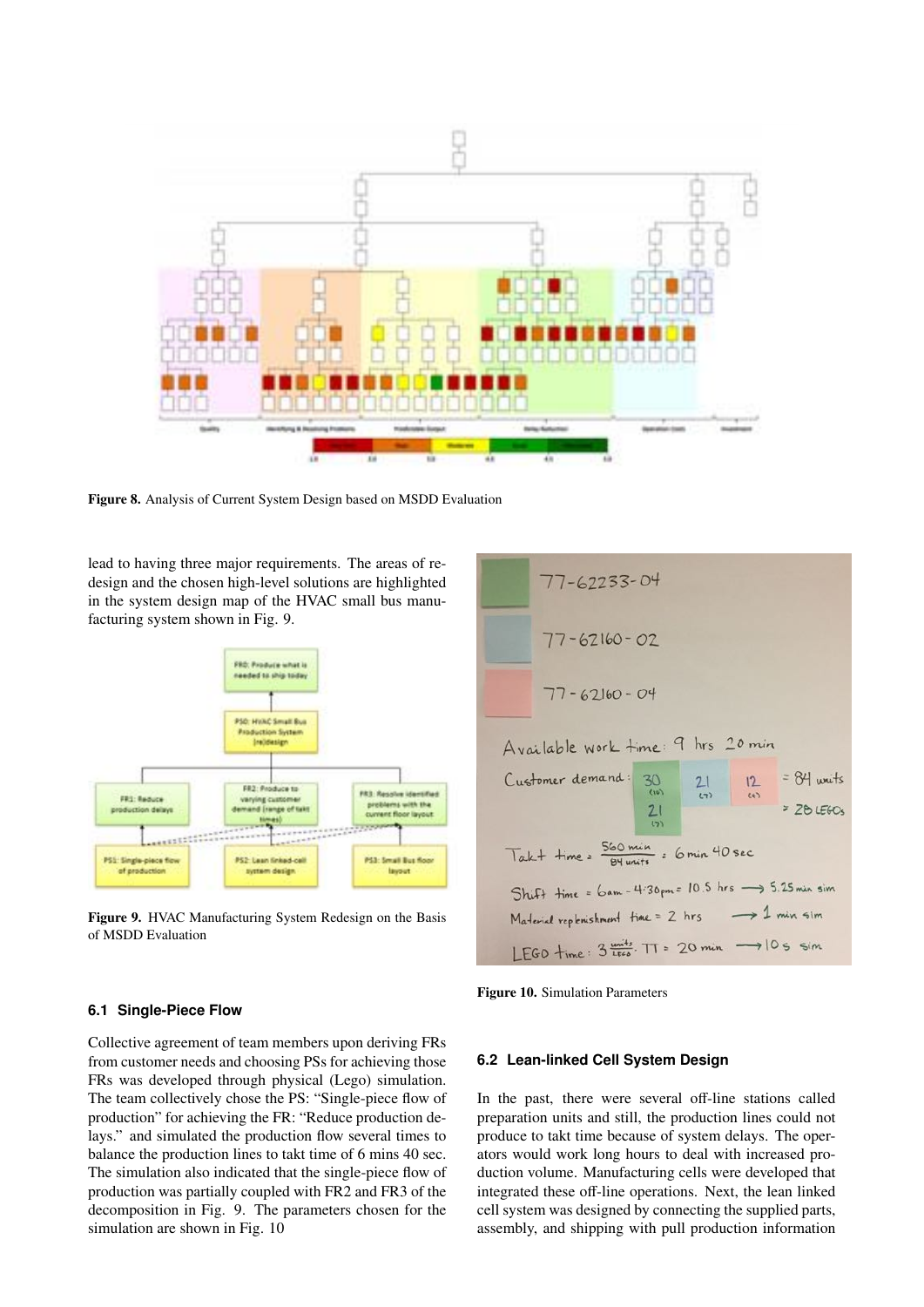Figure 8. Analysis of Current System Design based on MSDD Evaluation

lead to having three major requirements. The areas of redesign and the chosen high-level solutions are highlighted in the system design map of the HVAC small bus manufacturing system shown in Fig. 9.

Figure 9. HVAC Manufacturing System Redesign on the Basis of MSDD Evaluation

Figure 10. Simulation Parameters

### 6.1 Single-Piece Flow

Collective agreement of team members upon deriving FRs from customer needs and choosing PSs for achieving those FRs was developed through physical (Lego) simulation. The team collectively chose the PS: "Single-piece flow of production" for achieving the FR: "Reduce production delays." and simulated the production flow several times to balance the production lines to takt time of 6 mins 40 sec. The simulation also indicated that the single-piece flow of production was partially coupled with FR2 and FR3 of the decomposition in Fig. 9. The parameters chosen for the simulation are shown in Fig. 10

### 6.2 Lean-linked Cell System Design

In the past, there were several off-line stations called preparation units and still, the production lines could not produce to takt time because of system delays. The operators would work long hours to deal with increased production volume. Manufacturing cells were developed that integrated these off-line operations. Next, the lean linked cell system was designed by connecting the supplied parts, assembly, and shipping with pull production information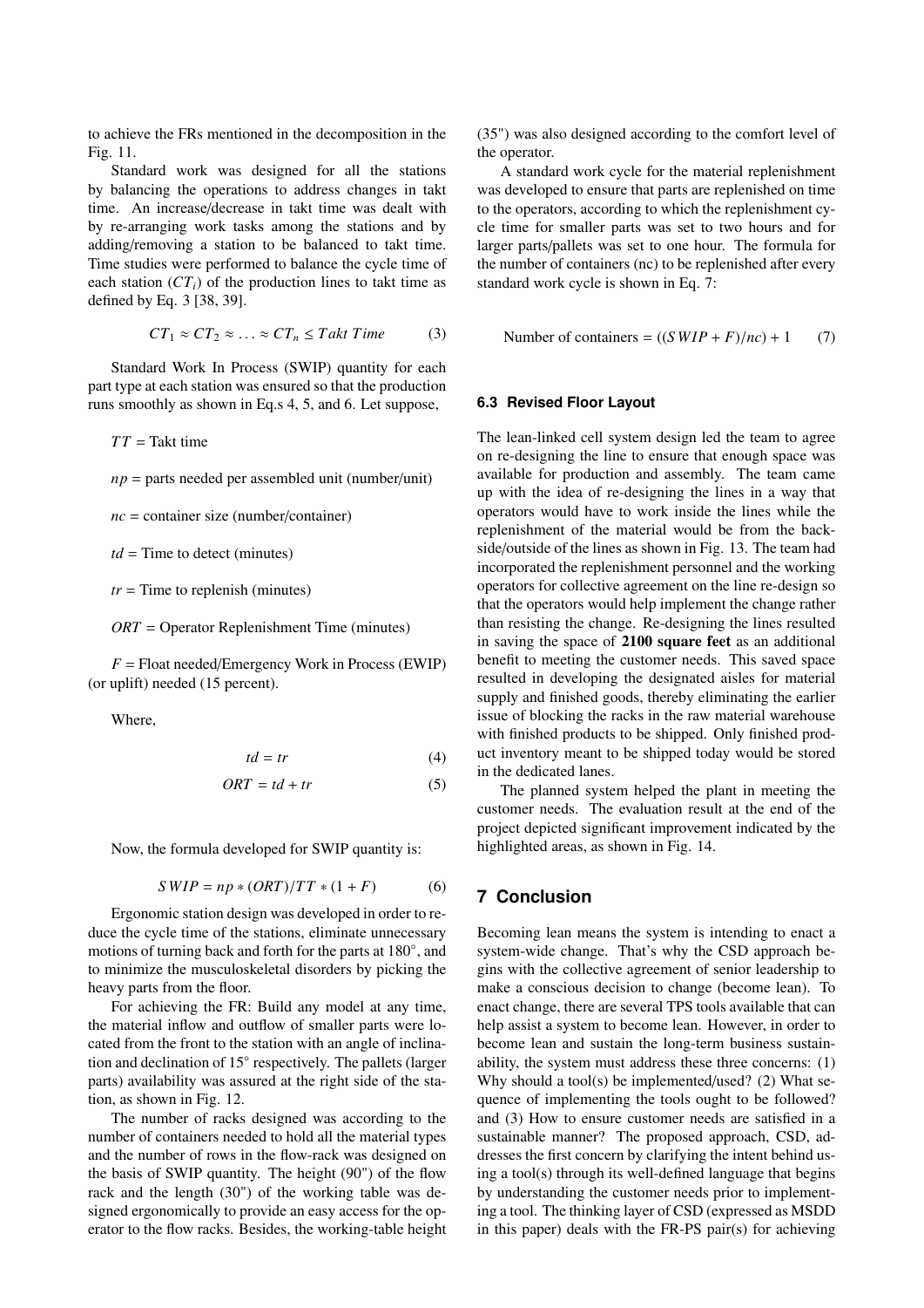to achieve the FRs mentioned in the decomposition in the Fig. 11.

Standard work was designed for all the stations by balancing the operations to address changes in takt time. An increase/decrease in takt time was dealt with by re-arranging work tasks among the stations and by adding/removing a station to be balanced to takt time. Time studies were performed to balance the cycle time of each station ($CT_i$) of the production lines to takt time as defined by Eq. 3 [38, 39].

$$CT_1 \approx CT_2 \approx \ldots \approx CT_n \leq Takt\ Time \tag{3}$$

Standard Work In Process (SWIP) quantity for each part type at each station was ensured so that the production runs smoothly as shown in Eq.s 4, 5, and 6. Let suppose,

$TT$ = Takt time

$np$ = parts needed per assembled unit (number/unit)

$nc$ = container size (number/container)

$td$ = Time to detect (minutes)

$tr$ = Time to replenish (minutes)

$ORT$ = Operator Replenishment Time (minutes)

$F$ = Float needed/Emergency Work in Process (EWIP) (or uplift) needed (15 percent).

Where,

$$td = tr \tag{4}$$

$$ORT = td + tr \tag{5}$$

Now, the formula developed for SWIP quantity is:

$$SWIP = np * (ORT)/TT * (1 + F) \tag{6}$$

Ergonomic station design was developed in order to reduce the cycle time of the stations, eliminate unnecessary motions of turning back and forth for the parts at 180°, and to minimize the musculoskeletal disorders by picking the heavy parts from the floor.

For achieving the FR: Build any model at any time, the material inflow and outflow of smaller parts were located from the front to the station with an angle of inclination and declination of 15° respectively. The pallets (larger parts) availability was assured at the right side of the station, as shown in Fig. 12.

The number of racks designed was according to the number of containers needed to hold all the material types and the number of rows in the flow-rack was designed on the basis of SWIP quantity. The height (90") of the flow rack and the length (30") of the working table was designed ergonomically to provide an easy access for the operator to the flow racks. Besides, the working-table height (35") was also designed according to the comfort level of the operator.

A standard work cycle for the material replenishment was developed to ensure that parts are replenished on time to the operators, according to which the replenishment cycle time for smaller parts was set to two hours and for larger parts/pallets was set to one hour. The formula for the number of containers (nc) to be replenished after every standard work cycle is shown in Eq. 7:

$$\text{Number of containers} = ((SWIP + F)/nc) + 1 \tag{7}$$

### 6.3 Revised Floor Layout

The lean-linked cell system design led the team to agree on re-designing the line to ensure that enough space was available for production and assembly. The team came up with the idea of re-designing the lines in a way that operators would have to work inside the lines while the replenishment of the material would be from the back-side/outside of the lines as shown in Fig. 13. The team had incorporated the replenishment personnel and the working operators for collective agreement on the line re-design so that the operators would help implement the change rather than resisting the change. Re-designing the lines resulted in saving the space of **2100 square feet** as an additional benefit to meeting the customer needs. This saved space resulted in developing the designated aisles for material supply and finished goods, thereby eliminating the earlier issue of blocking the racks in the raw material warehouse with finished products to be shipped. Only finished product inventory meant to be shipped today would be stored in the dedicated lanes.

The planned system helped the plant in meeting the customer needs. The evaluation result at the end of the project depicted significant improvement indicated by the highlighted areas, as shown in Fig. 14.

## 7 Conclusion

Becoming lean means the system is intending to enact a system-wide change. That's why the CSD approach begins with the collective agreement of senior leadership to make a conscious decision to change (become lean). To enact change, there are several TPS tools available that can help assist a system to become lean. However, in order to become lean and sustain the long-term business sustainability, the system must address these three concerns: (1) Why should a tool(s) be implemented/used? (2) What sequence of implementing the tools ought to be followed? and (3) How to ensure customer needs are satisfied in a sustainable manner? The proposed approach, CSD, addresses the first concern by clarifying the intent behind using a tool(s) through its well-defined language that begins by understanding the customer needs prior to implementing a tool. The thinking layer of CSD (expressed as MSDD in this paper) deals with the FR-PS pair(s) for achieving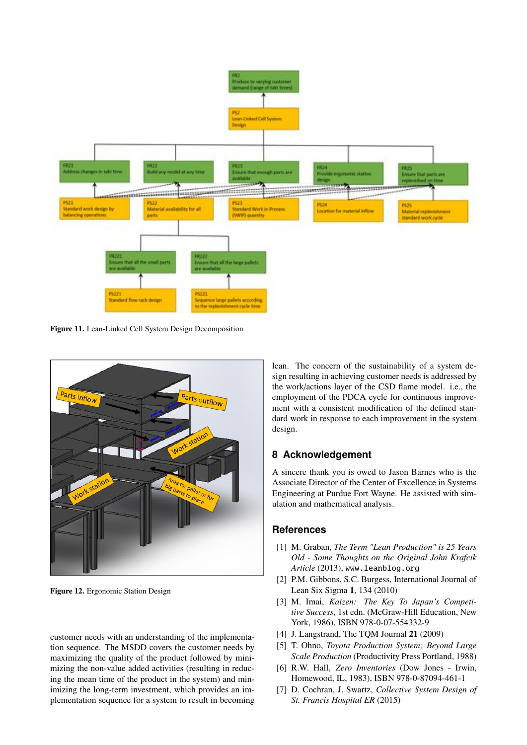Figure 11. Lean-Linked Cell System Design Decomposition

Figure 12. Ergonomic Station Design

customer needs with an understanding of the implementation sequence. The MSDD covers the customer needs by maximizing the quality of the product followed by minimizing the non-value added activities (resulting in reducing the mean time of the product in the system) and minimizing the long-term investment, which provides an implementation sequence for a system to result in becoming lean. The concern of the sustainability of a system design resulting in achieving customer needs is addressed by the work/actions layer of the CSD flame model. i.e., the employment of the PDCA cycle for continuous improvement with a consistent modification of the defined standard work in response to each improvement in the system design.

## 8 Acknowledgement

A sincere thank you is owed to Jason Barnes who is the Associate Director of the Center of Excellence in Systems Engineering at Purdue Fort Wayne. He assisted with simulation and mathematical analysis.

## References

[1] M. Graban, *The Term "Lean Production" is 25 Years Old - Some Thoughts on the Original John Krafcik Article* (2013), www.leanblog.org

[2] P.M. Gibbons, S.C. Burgess, International Journal of Lean Six Sigma **1**, 134 (2010)

[3] M. Imai, *Kaizen: The Key To Japan's Competitive Success*, 1st edn. (McGraw-Hill Education, New York, 1986), ISBN 978-0-07-554332-9

[4] J. Langstrand, The TQM Journal **21** (2009)

[5] T. Ohno, *Toyota Production System; Beyond Large Scale Production* (Productivity Press Portland, 1988)

[6] R.W. Hall, *Zero Inventories* (Dow Jones - Irwin, Homewood, IL, 1983), ISBN 978-0-87094-461-1

[7] D. Cochran, J. Swartz, *Collective System Design of St. Francis Hospital ER* (2015)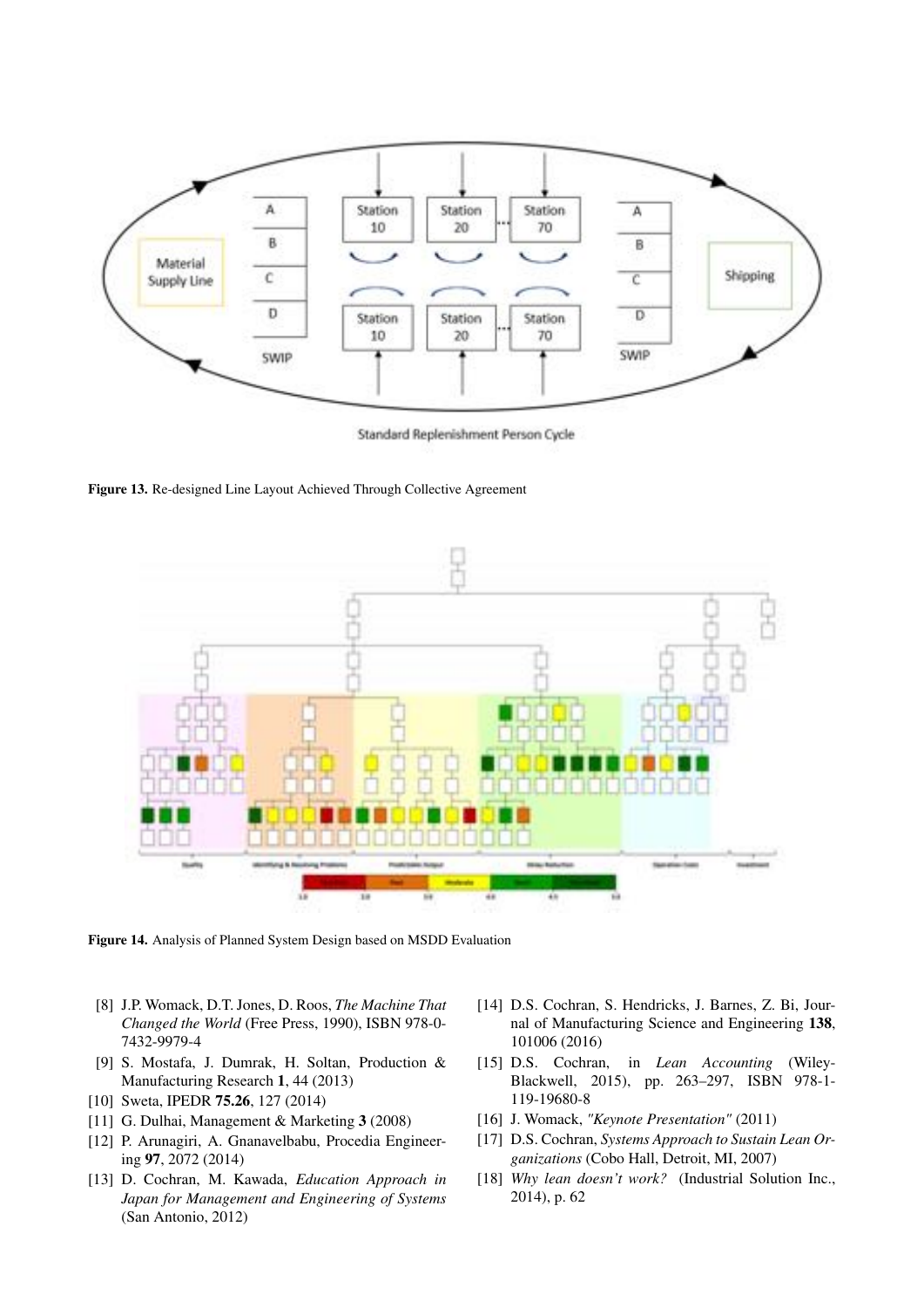Figure 13. Re-designed Line Layout Achieved Through Collective Agreement

Figure 14. Analysis of Planned System Design based on MSDD Evaluation

[8] J.P. Womack, D.T. Jones, D. Roos, *The Machine That Changed the World* (Free Press, 1990), ISBN 978-0-7432-9979-4

[9] S. Mostafa, J. Dumrak, H. Soltan, Production & Manufacturing Research **1**, 44 (2013)

[10] Sweta, IPEDR **75.26**, 127 (2014)

[11] G. Dulhai, Management & Marketing **3** (2008)

[12] P. Arunagiri, A. Gnanavelbabu, Procedia Engineering **97**, 2072 (2014)

[13] D. Cochran, M. Kawada, *Education Approach in Japan for Management and Engineering of Systems* (San Antonio, 2012)

[14] D.S. Cochran, S. Hendricks, J. Barnes, Z. Bi, Journal of Manufacturing Science and Engineering **138**, 101006 (2016)

[15] D.S. Cochran, in *Lean Accounting* (Wiley-Blackwell, 2015), pp. 263–297, ISBN 978-1-119-19680-8

[16] J. Womack, *"Keynote Presentation"* (2011)

[17] D.S. Cochran, *Systems Approach to Sustain Lean Organizations* (Cobo Hall, Detroit, MI, 2007)

[18] *Why lean doesn't work?* (Industrial Solution Inc., 2014), p. 62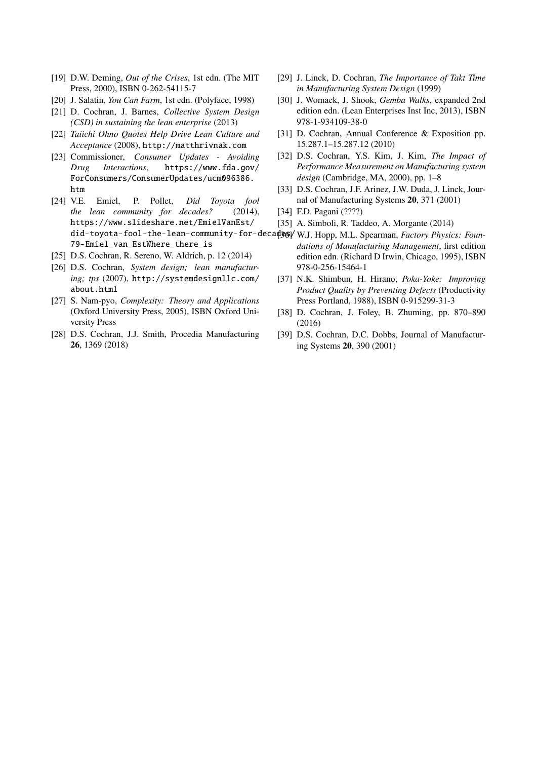[19] D.W. Deming, *Out of the Crises*, 1st edn. (The MIT Press, 2000), ISBN 0-262-54115-7

[20] J. Salatin, *You Can Farm*, 1st edn. (Polyface, 1998)

[21] D. Cochran, J. Barnes, *Collective System Design (CSD) in sustaining the lean enterprise* (2013)

[22] *Taiichi Ohno Quotes Help Drive Lean Culture and Acceptance* (2008), http://matthrivnak.com

[23] Commissioner, *Consumer Updates - Avoiding Drug Interactions*, https://www.fda.gov/ForConsumers/ConsumerUpdates/ucm096386.htm

[24] V.E. Emiel, P. Pollet, *Did Toyota fool the lean community for decades?* (2014), https://www.slideshare.net/EmielVanEst/did-toyota-fool-the-lean-community-for-decades/79-Emiel_van_EstWhere_there_is

[25] D.S. Cochran, R. Sereno, W. Aldrich, p. 12 (2014)

[26] D.S. Cochran, *System design; lean manufacturing; tps* (2007), http://systemdesignllc.com/about.html

[27] S. Nam-pyo, *Complexity: Theory and Applications* (Oxford University Press, 2005), ISBN Oxford University Press

[28] D.S. Cochran, J.J. Smith, Procedia Manufacturing **26**, 1369 (2018)

[29] J. Linck, D. Cochran, *The Importance of Takt Time in Manufacturing System Design* (1999)

[30] J. Womack, J. Shook, *Gemba Walks*, expanded 2nd edition edn. (Lean Enterprises Inst Inc, 2013), ISBN 978-1-934109-38-0

[31] D. Cochran, Annual Conference & Exposition pp. 15.287.1–15.287.12 (2010)

[32] D.S. Cochran, Y.S. Kim, J. Kim, *The Impact of Performance Measurement on Manufacturing system design* (Cambridge, MA, 2000), pp. 1–8

[33] D.S. Cochran, J.F. Arinez, J.W. Duda, J. Linck, Journal of Manufacturing Systems **20**, 371 (2001)

[34] F.D. Pagani (????)

[35] A. Simboli, R. Taddeo, A. Morgante (2014)

[36] W.J. Hopp, M.L. Spearman, *Factory Physics: Foundations of Manufacturing Management*, first edition edition edn. (Richard D Irwin, Chicago, 1995), ISBN 978-0-256-15464-1

[37] N.K. Shimbun, H. Hirano, *Poka-Yoke: Improving Product Quality by Preventing Defects* (Productivity Press Portland, 1988), ISBN 0-915299-31-3

[38] D. Cochran, J. Foley, B. Zhuming, pp. 870–890 (2016)

[39] D.S. Cochran, D.C. Dobbs, Journal of Manufacturing Systems **20**, 390 (2001)